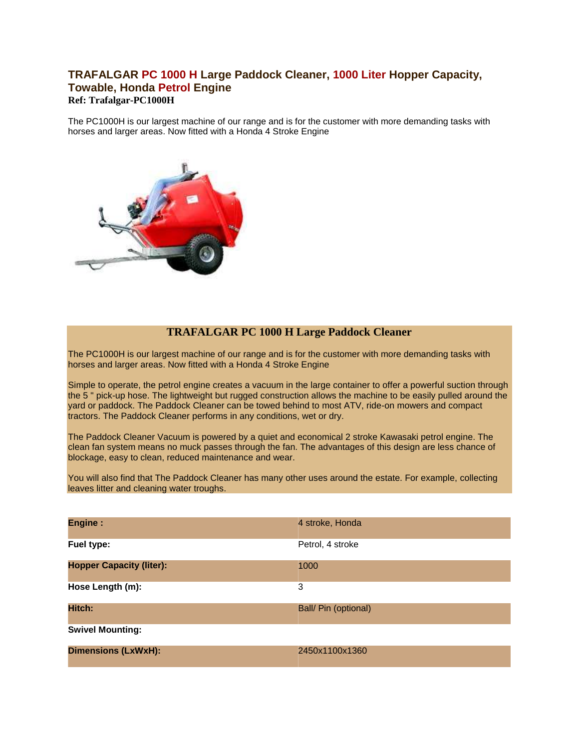# TRAFALGAR PC 1000 H Large Paddock Cleaner, 1000 Liter Hopper Capacity, Towable, Honda Petrol Engine

**Ref: Trafalgar-PC1000H**

The PC1000H is our largest machine of our range and is for the customer with more demanding tasks with horses and larger areas. Now fitted with a Honda 4 Stroke Engine

## TRAFALGAR PC 1000 H Large Paddock Cleaner

The PC1000H is our largest machine of our range and is for the customer with more demanding tasks with horses and larger areas. Now fitted with a Honda 4 Stroke Engine

Simple to operate, the petrol engine creates a vacuum in the large container to offer a powerful suction through the 5 " pick-up hose. The lightweight but rugged construction allows the machine to be easily pulled around the yard or paddock. The Paddock Cleaner can be towed behind to most ATV, ride-on mowers and compact tractors. The Paddock Cleaner performs in any conditions, wet or dry.

The Paddock Cleaner Vacuum is powered by a quiet and economical 2 stroke Kawasaki petrol engine. The clean fan system means no muck passes through the fan. The advantages of this design are less chance of blockage, easy to clean, reduced maintenance and wear.

You will also find that The Paddock Cleaner has many other uses around the estate. For example, collecting leaves litter and cleaning water troughs.

| | |
|---|---|
| **Engine :** | 4 stroke, Honda |
| **Fuel type:** | Petrol, 4 stroke |
| **Hopper Capacity (liter):** | 1000 |
| **Hose Length (m):** | 3 |
| **Hitch:** | Ball/ Pin (optional) |
| **Swivel Mounting:** | |
| **Dimensions (LxWxH):** | 2450x1100x1360 |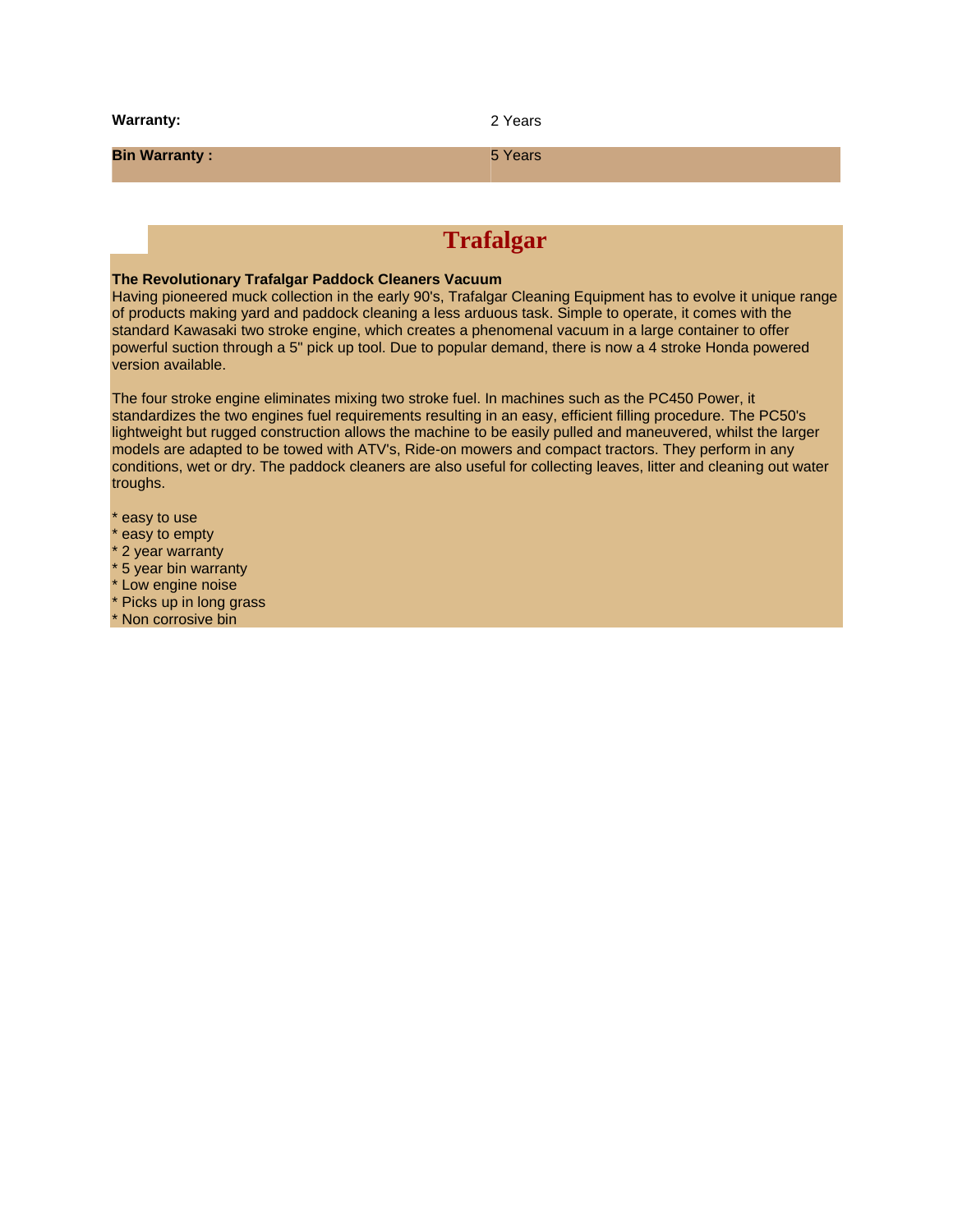| | |
|---|---|
| **Warranty:** | 2 Years |
| **Bin Warranty :** | 5 Years |

# Trafalgar

**The Revolutionary Trafalgar Paddock Cleaners Vacuum**
Having pioneered muck collection in the early 90's, Trafalgar Cleaning Equipment has to evolve it unique range of products making yard and paddock cleaning a less arduous task. Simple to operate, it comes with the standard Kawasaki two stroke engine, which creates a phenomenal vacuum in a large container to offer powerful suction through a 5" pick up tool. Due to popular demand, there is now a 4 stroke Honda powered version available.

The four stroke engine eliminates mixing two stroke fuel. In machines such as the PC450 Power, it standardizes the two engines fuel requirements resulting in an easy, efficient filling procedure. The PC50's lightweight but rugged construction allows the machine to be easily pulled and maneuvered, whilst the larger models are adapted to be towed with ATV's, Ride-on mowers and compact tractors. They perform in any conditions, wet or dry. The paddock cleaners are also useful for collecting leaves, litter and cleaning out water troughs.

* easy to use
* easy to empty
* 2 year warranty
* 5 year bin warranty
* Low engine noise
* Picks up in long grass
* Non corrosive bin